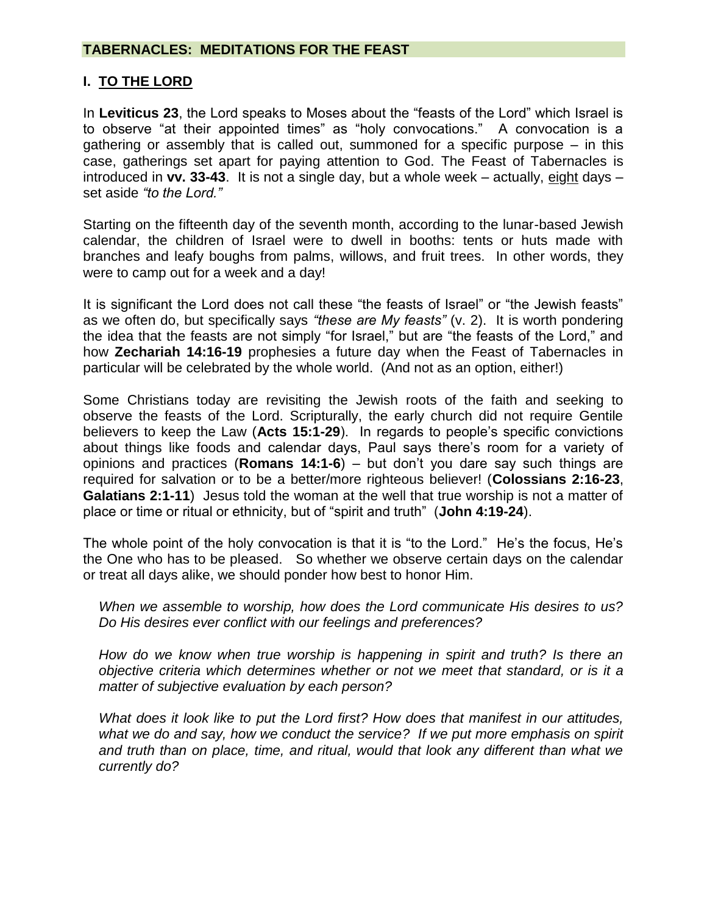# TABERNACLES: MEDITATIONS FOR THE FEAST

## I. TO THE LORD

In **Leviticus 23**, the Lord speaks to Moses about the "feasts of the Lord" which Israel is to observe "at their appointed times" as "holy convocations." A convocation is a gathering or assembly that is called out, summoned for a specific purpose – in this case, gatherings set apart for paying attention to God. The Feast of Tabernacles is introduced in **vv. 33-43**. It is not a single day, but a whole week – actually, eight days – set aside *"to the Lord."*

Starting on the fifteenth day of the seventh month, according to the lunar-based Jewish calendar, the children of Israel were to dwell in booths: tents or huts made with branches and leafy boughs from palms, willows, and fruit trees. In other words, they were to camp out for a week and a day!

It is significant the Lord does not call these "the feasts of Israel" or "the Jewish feasts" as we often do, but specifically says *"these are My feasts"* (v. 2). It is worth pondering the idea that the feasts are not simply "for Israel," but are "the feasts of the Lord," and how **Zechariah 14:16-19** prophesies a future day when the Feast of Tabernacles in particular will be celebrated by the whole world. (And not as an option, either!)

Some Christians today are revisiting the Jewish roots of the faith and seeking to observe the feasts of the Lord. Scripturally, the early church did not require Gentile believers to keep the Law (**Acts 15:1-29**). In regards to people's specific convictions about things like foods and calendar days, Paul says there's room for a variety of opinions and practices (**Romans 14:1-6**) – but don't you dare say such things are required for salvation or to be a better/more righteous believer! (**Colossians 2:16-23**, **Galatians 2:1-11**) Jesus told the woman at the well that true worship is not a matter of place or time or ritual or ethnicity, but of "spirit and truth" (**John 4:19-24**).

The whole point of the holy convocation is that it is "to the Lord." He's the focus, He's the One who has to be pleased. So whether we observe certain days on the calendar or treat all days alike, we should ponder how best to honor Him.

*When we assemble to worship, how does the Lord communicate His desires to us? Do His desires ever conflict with our feelings and preferences?*

*How do we know when true worship is happening in spirit and truth? Is there an objective criteria which determines whether or not we meet that standard, or is it a matter of subjective evaluation by each person?*

*What does it look like to put the Lord first? How does that manifest in our attitudes, what we do and say, how we conduct the service? If we put more emphasis on spirit and truth than on place, time, and ritual, would that look any different than what we currently do?*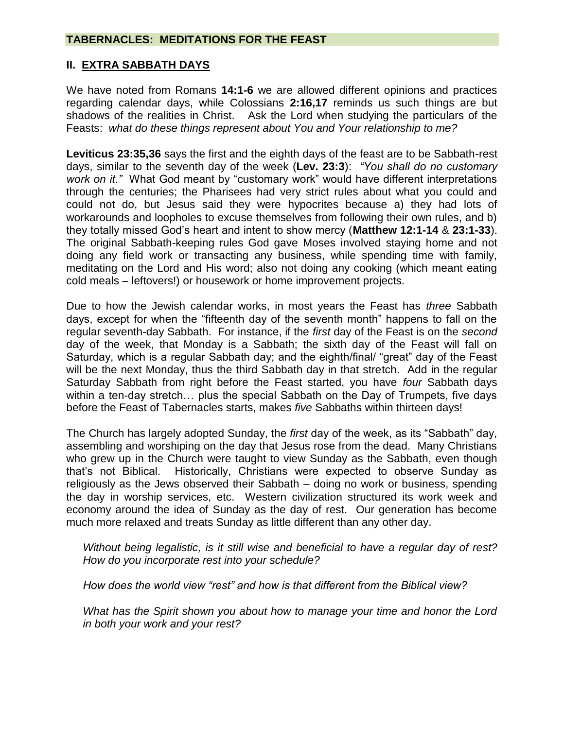## II. EXTRA SABBATH DAYS

We have noted from Romans **14:1-6** we are allowed different opinions and practices regarding calendar days, while Colossians **2:16,17** reminds us such things are but shadows of the realities in Christ. Ask the Lord when studying the particulars of the Feasts: *what do these things represent about You and Your relationship to me?*

**Leviticus 23:35,36** says the first and the eighth days of the feast are to be Sabbath-rest days, similar to the seventh day of the week (**Lev. 23:3**): *"You shall do no customary work on it."* What God meant by "customary work" would have different interpretations through the centuries; the Pharisees had very strict rules about what you could and could not do, but Jesus said they were hypocrites because a) they had lots of workarounds and loopholes to excuse themselves from following their own rules, and b) they totally missed God's heart and intent to show mercy (**Matthew 12:1-14** & **23:1-33**). The original Sabbath-keeping rules God gave Moses involved staying home and not doing any field work or transacting any business, while spending time with family, meditating on the Lord and His word; also not doing any cooking (which meant eating cold meals – leftovers!) or housework or home improvement projects.

Due to how the Jewish calendar works, in most years the Feast has *three* Sabbath days, except for when the "fifteenth day of the seventh month" happens to fall on the regular seventh-day Sabbath. For instance, if the *first* day of the Feast is on the *second* day of the week, that Monday is a Sabbath; the sixth day of the Feast will fall on Saturday, which is a regular Sabbath day; and the eighth/final/ "great" day of the Feast will be the next Monday, thus the third Sabbath day in that stretch. Add in the regular Saturday Sabbath from right before the Feast started, you have *four* Sabbath days within a ten-day stretch… plus the special Sabbath on the Day of Trumpets, five days before the Feast of Tabernacles starts, makes *five* Sabbaths within thirteen days!

The Church has largely adopted Sunday, the *first* day of the week, as its "Sabbath" day, assembling and worshiping on the day that Jesus rose from the dead. Many Christians who grew up in the Church were taught to view Sunday as the Sabbath, even though that's not Biblical. Historically, Christians were expected to observe Sunday as religiously as the Jews observed their Sabbath – doing no work or business, spending the day in worship services, etc. Western civilization structured its work week and economy around the idea of Sunday as the day of rest. Our generation has become much more relaxed and treats Sunday as little different than any other day.

*Without being legalistic, is it still wise and beneficial to have a regular day of rest? How do you incorporate rest into your schedule?*

*How does the world view "rest" and how is that different from the Biblical view?*

*What has the Spirit shown you about how to manage your time and honor the Lord in both your work and your rest?*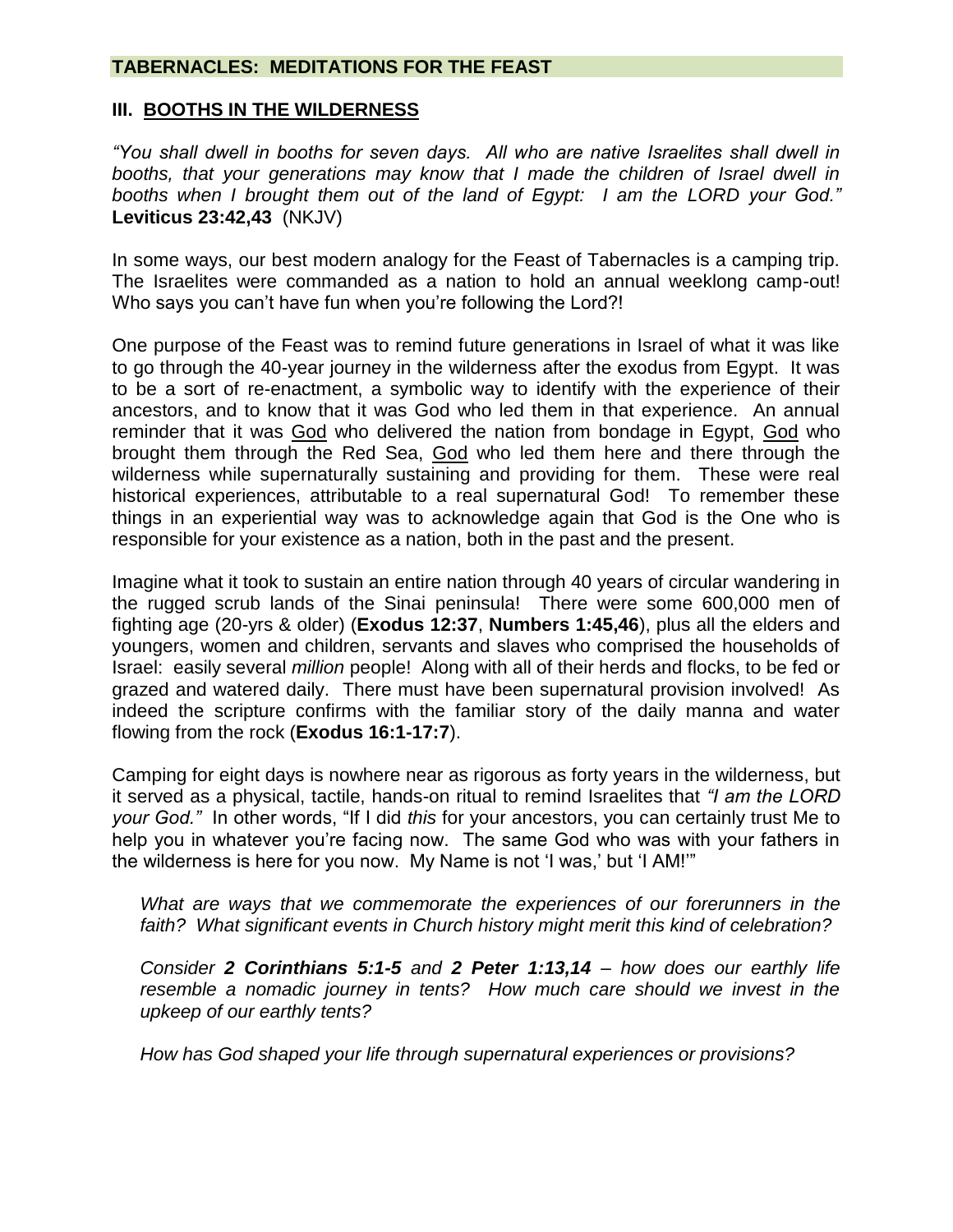**TABERNACLES: MEDITATIONS FOR THE FEAST**

## III. BOOTHS IN THE WILDERNESS

*"You shall dwell in booths for seven days. All who are native Israelites shall dwell in booths, that your generations may know that I made the children of Israel dwell in booths when I brought them out of the land of Egypt: I am the LORD your God."* **Leviticus 23:42,43** (NKJV)

In some ways, our best modern analogy for the Feast of Tabernacles is a camping trip. The Israelites were commanded as a nation to hold an annual weeklong camp-out! Who says you can't have fun when you're following the Lord?!

One purpose of the Feast was to remind future generations in Israel of what it was like to go through the 40-year journey in the wilderness after the exodus from Egypt. It was to be a sort of re-enactment, a symbolic way to identify with the experience of their ancestors, and to know that it was God who led them in that experience. An annual reminder that it was <u>God</u> who delivered the nation from bondage in Egypt, <u>God</u> who brought them through the Red Sea, <u>God</u> who led them here and there through the wilderness while supernaturally sustaining and providing for them. These were real historical experiences, attributable to a real supernatural God! To remember these things in an experiential way was to acknowledge again that God is the One who is responsible for your existence as a nation, both in the past and the present.

Imagine what it took to sustain an entire nation through 40 years of circular wandering in the rugged scrub lands of the Sinai peninsula! There were some 600,000 men of fighting age (20-yrs & older) (**Exodus 12:37**, **Numbers 1:45,46**), plus all the elders and youngers, women and children, servants and slaves who comprised the households of Israel: easily several *million* people! Along with all of their herds and flocks, to be fed or grazed and watered daily. There must have been supernatural provision involved! As indeed the scripture confirms with the familiar story of the daily manna and water flowing from the rock (**Exodus 16:1-17:7**).

Camping for eight days is nowhere near as rigorous as forty years in the wilderness, but it served as a physical, tactile, hands-on ritual to remind Israelites that *"I am the LORD your God."* In other words, "If I did *this* for your ancestors, you can certainly trust Me to help you in whatever you're facing now. The same God who was with your fathers in the wilderness is here for you now. My Name is not 'I was,' but 'I AM!'"

*What are ways that we commemorate the experiences of our forerunners in the faith? What significant events in Church history might merit this kind of celebration?*

*Consider **2 Corinthians 5:1-5** and **2 Peter 1:13,14** – how does our earthly life resemble a nomadic journey in tents? How much care should we invest in the upkeep of our earthly tents?*

*How has God shaped your life through supernatural experiences or provisions?*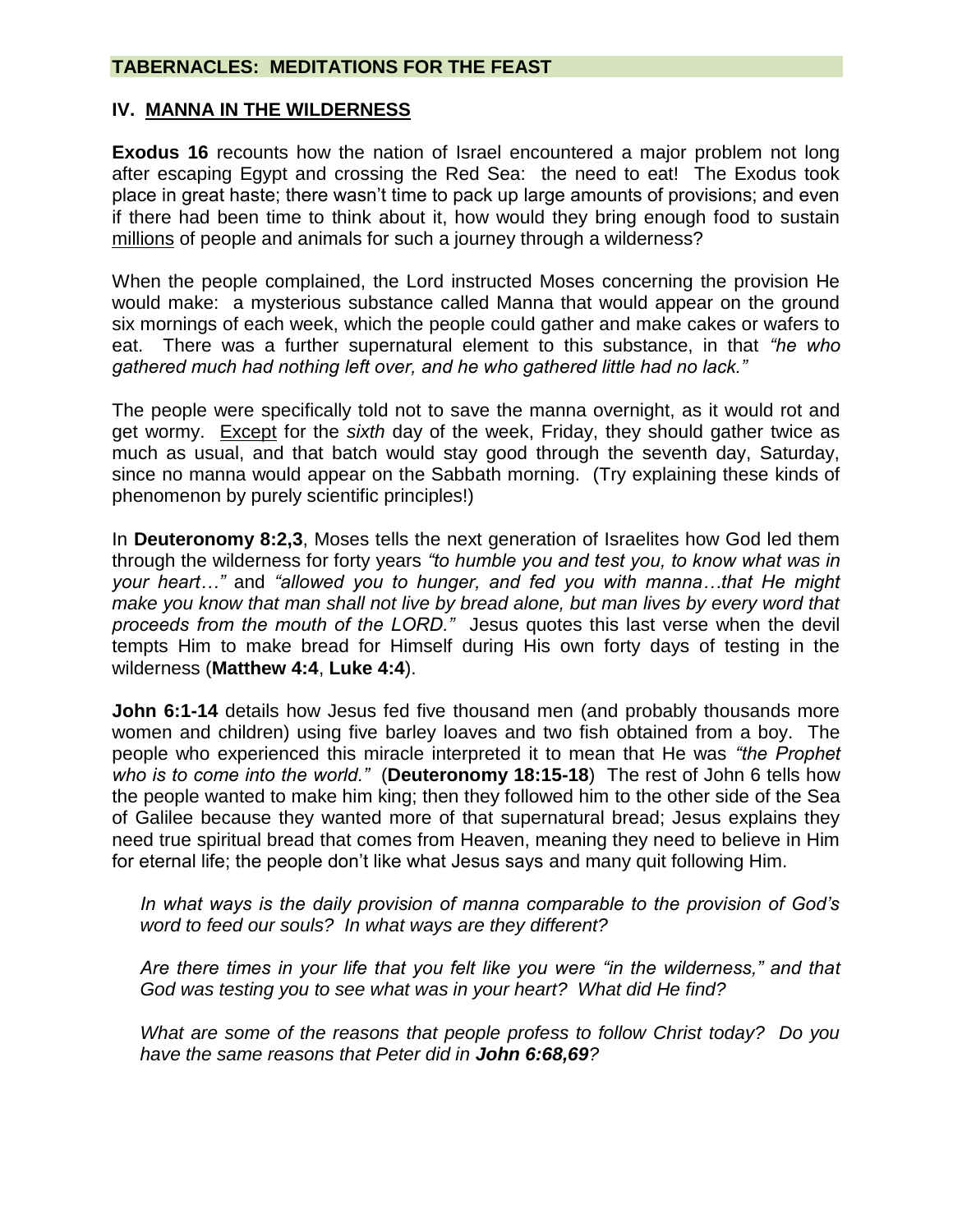## TABERNACLES: MEDITATIONS FOR THE FEAST

### IV. MANNA IN THE WILDERNESS

**Exodus 16** recounts how the nation of Israel encountered a major problem not long after escaping Egypt and crossing the Red Sea: the need to eat! The Exodus took place in great haste; there wasn't time to pack up large amounts of provisions; and even if there had been time to think about it, how would they bring enough food to sustain millions of people and animals for such a journey through a wilderness?

When the people complained, the Lord instructed Moses concerning the provision He would make: a mysterious substance called Manna that would appear on the ground six mornings of each week, which the people could gather and make cakes or wafers to eat. There was a further supernatural element to this substance, in that *"he who gathered much had nothing left over, and he who gathered little had no lack."*

The people were specifically told not to save the manna overnight, as it would rot and get wormy. Except for the *sixth* day of the week, Friday, they should gather twice as much as usual, and that batch would stay good through the seventh day, Saturday, since no manna would appear on the Sabbath morning. (Try explaining these kinds of phenomenon by purely scientific principles!)

In **Deuteronomy 8:2,3**, Moses tells the next generation of Israelites how God led them through the wilderness for forty years *"to humble you and test you, to know what was in your heart…"* and *"allowed you to hunger, and fed you with manna…that He might make you know that man shall not live by bread alone, but man lives by every word that proceeds from the mouth of the LORD."* Jesus quotes this last verse when the devil tempts Him to make bread for Himself during His own forty days of testing in the wilderness (**Matthew 4:4**, **Luke 4:4**).

**John 6:1-14** details how Jesus fed five thousand men (and probably thousands more women and children) using five barley loaves and two fish obtained from a boy. The people who experienced this miracle interpreted it to mean that He was *"the Prophet who is to come into the world."* (**Deuteronomy 18:15-18**) The rest of John 6 tells how the people wanted to make him king; then they followed him to the other side of the Sea of Galilee because they wanted more of that supernatural bread; Jesus explains they need true spiritual bread that comes from Heaven, meaning they need to believe in Him for eternal life; the people don't like what Jesus says and many quit following Him.

> *In what ways is the daily provision of manna comparable to the provision of God's word to feed our souls? In what ways are they different?*
>
> *Are there times in your life that you felt like you were "in the wilderness," and that God was testing you to see what was in your heart? What did He find?*
>
> *What are some of the reasons that people profess to follow Christ today? Do you have the same reasons that Peter did in **John 6:68,69**?*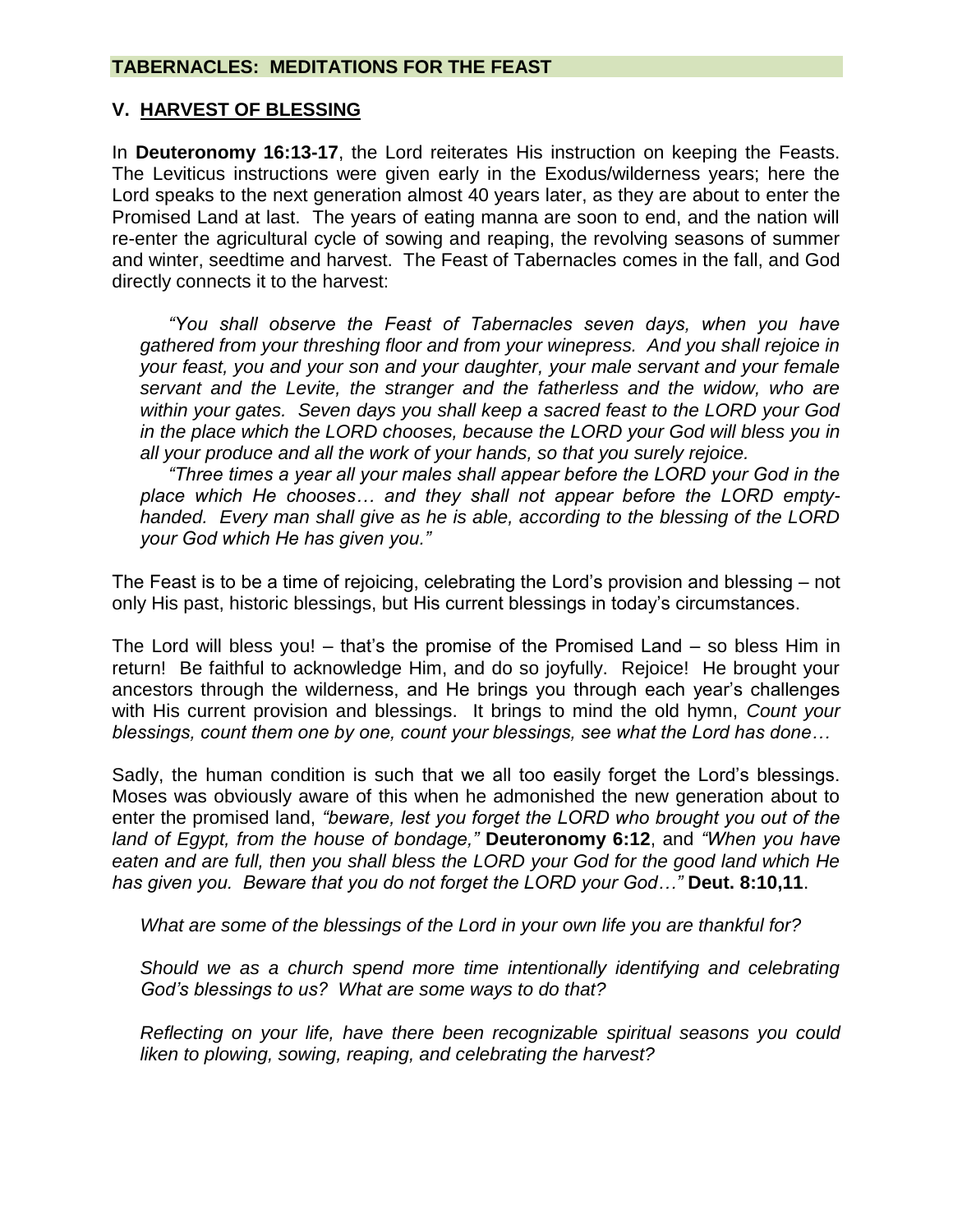## V. HARVEST OF BLESSING

In **Deuteronomy 16:13-17**, the Lord reiterates His instruction on keeping the Feasts. The Leviticus instructions were given early in the Exodus/wilderness years; here the Lord speaks to the next generation almost 40 years later, as they are about to enter the Promised Land at last. The years of eating manna are soon to end, and the nation will re-enter the agricultural cycle of sowing and reaping, the revolving seasons of summer and winter, seedtime and harvest. The Feast of Tabernacles comes in the fall, and God directly connects it to the harvest:

> *"You shall observe the Feast of Tabernacles seven days, when you have gathered from your threshing floor and from your winepress. And you shall rejoice in your feast, you and your son and your daughter, your male servant and your female servant and the Levite, the stranger and the fatherless and the widow, who are within your gates. Seven days you shall keep a sacred feast to the LORD your God in the place which the LORD chooses, because the LORD your God will bless you in all your produce and all the work of your hands, so that you surely rejoice.*
>
> *"Three times a year all your males shall appear before the LORD your God in the place which He chooses… and they shall not appear before the LORD empty-handed. Every man shall give as he is able, according to the blessing of the LORD your God which He has given you."*

The Feast is to be a time of rejoicing, celebrating the Lord's provision and blessing – not only His past, historic blessings, but His current blessings in today's circumstances.

The Lord will bless you! – that's the promise of the Promised Land – so bless Him in return! Be faithful to acknowledge Him, and do so joyfully. Rejoice! He brought your ancestors through the wilderness, and He brings you through each year's challenges with His current provision and blessings. It brings to mind the old hymn, *Count your blessings, count them one by one, count your blessings, see what the Lord has done…*

Sadly, the human condition is such that we all too easily forget the Lord's blessings. Moses was obviously aware of this when he admonished the new generation about to enter the promised land, *"beware, lest you forget the LORD who brought you out of the land of Egypt, from the house of bondage,"* **Deuteronomy 6:12**, and *"When you have eaten and are full, then you shall bless the LORD your God for the good land which He has given you. Beware that you do not forget the LORD your God…"* **Deut. 8:10,11**.

*What are some of the blessings of the Lord in your own life you are thankful for?*

*Should we as a church spend more time intentionally identifying and celebrating God's blessings to us? What are some ways to do that?*

*Reflecting on your life, have there been recognizable spiritual seasons you could liken to plowing, sowing, reaping, and celebrating the harvest?*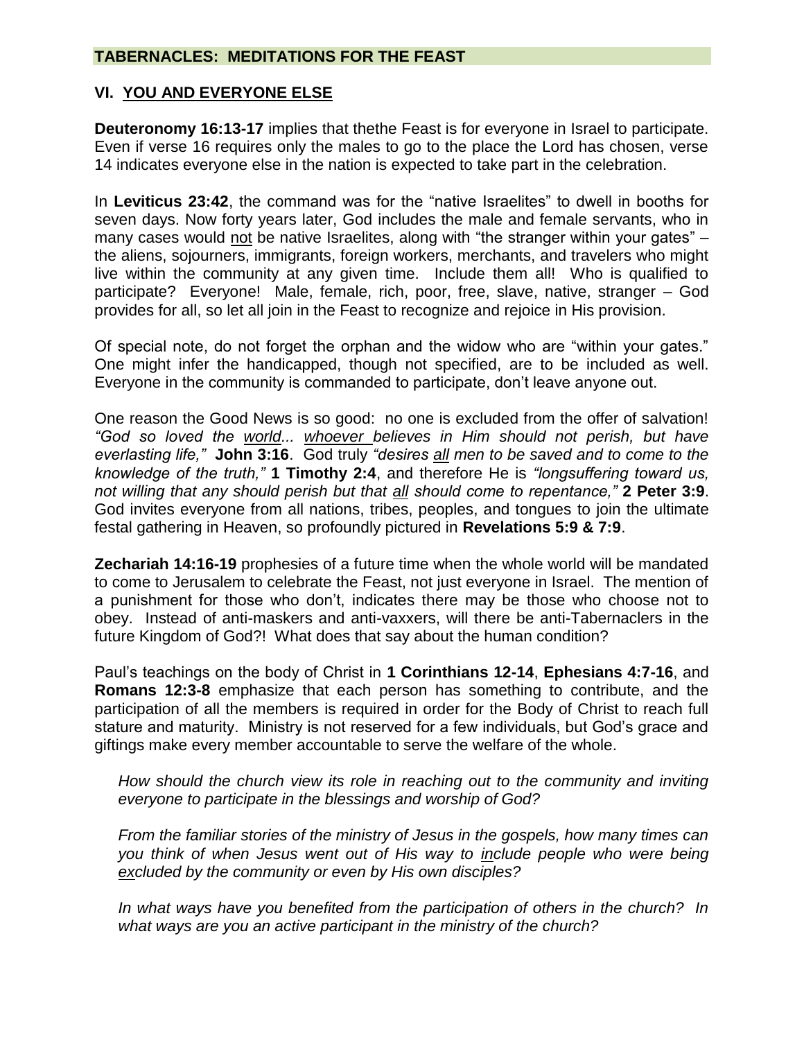**TABERNACLES: MEDITATIONS FOR THE FEAST**

## VI. YOU AND EVERYONE ELSE

**Deuteronomy 16:13-17** implies that thethe Feast is for everyone in Israel to participate. Even if verse 16 requires only the males to go to the place the Lord has chosen, verse 14 indicates everyone else in the nation is expected to take part in the celebration.

In **Leviticus 23:42**, the command was for the "native Israelites" to dwell in booths for seven days. Now forty years later, God includes the male and female servants, who in many cases would not be native Israelites, along with "the stranger within your gates" – the aliens, sojourners, immigrants, foreign workers, merchants, and travelers who might live within the community at any given time. Include them all! Who is qualified to participate? Everyone! Male, female, rich, poor, free, slave, native, stranger – God provides for all, so let all join in the Feast to recognize and rejoice in His provision.

Of special note, do not forget the orphan and the widow who are "within your gates." One might infer the handicapped, though not specified, are to be included as well. Everyone in the community is commanded to participate, don't leave anyone out.

One reason the Good News is so good: no one is excluded from the offer of salvation! *"God so loved the world... whoever believes in Him should not perish, but have everlasting life,"* **John 3:16**. God truly *"desires all men to be saved and to come to the knowledge of the truth,"* **1 Timothy 2:4**, and therefore He is *"longsuffering toward us, not willing that any should perish but that all should come to repentance,"* **2 Peter 3:9**. God invites everyone from all nations, tribes, peoples, and tongues to join the ultimate festal gathering in Heaven, so profoundly pictured in **Revelations 5:9 & 7:9**.

**Zechariah 14:16-19** prophesies of a future time when the whole world will be mandated to come to Jerusalem to celebrate the Feast, not just everyone in Israel. The mention of a punishment for those who don't, indicates there may be those who choose not to obey. Instead of anti-maskers and anti-vaxxers, will there be anti-Tabernaclers in the future Kingdom of God?! What does that say about the human condition?

Paul's teachings on the body of Christ in **1 Corinthians 12-14**, **Ephesians 4:7-16**, and **Romans 12:3-8** emphasize that each person has something to contribute, and the participation of all the members is required in order for the Body of Christ to reach full stature and maturity. Ministry is not reserved for a few individuals, but God's grace and giftings make every member accountable to serve the welfare of the whole.

*How should the church view its role in reaching out to the community and inviting everyone to participate in the blessings and worship of God?*

*From the familiar stories of the ministry of Jesus in the gospels, how many times can you think of when Jesus went out of His way to include people who were being excluded by the community or even by His own disciples?*

*In what ways have you benefited from the participation of others in the church? In what ways are you an active participant in the ministry of the church?*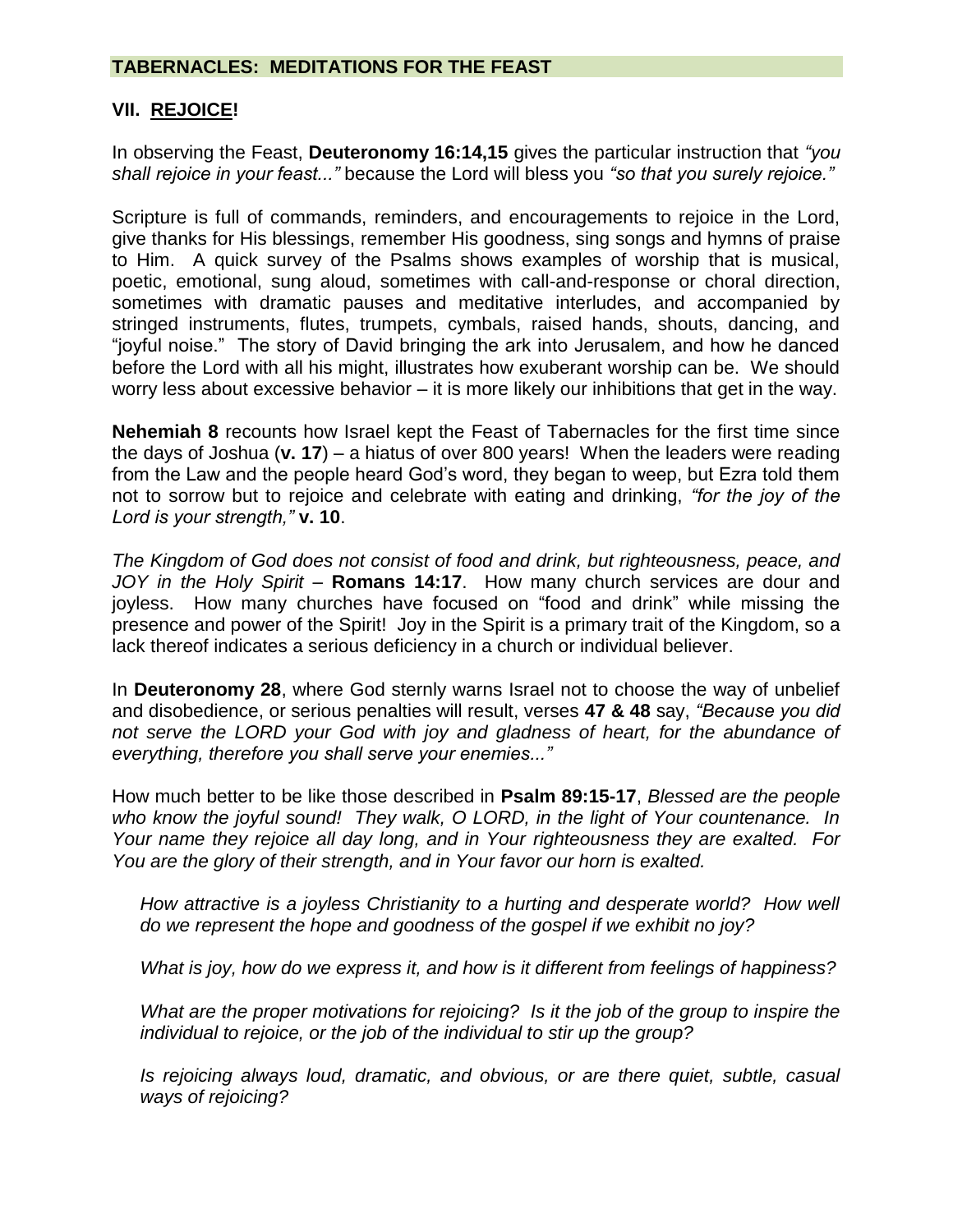## TABERNACLES: MEDITATIONS FOR THE FEAST

### VII. REJOICE!

In observing the Feast, **Deuteronomy 16:14,15** gives the particular instruction that *"you shall rejoice in your feast..."* because the Lord will bless you *"so that you surely rejoice."*

Scripture is full of commands, reminders, and encouragements to rejoice in the Lord, give thanks for His blessings, remember His goodness, sing songs and hymns of praise to Him. A quick survey of the Psalms shows examples of worship that is musical, poetic, emotional, sung aloud, sometimes with call-and-response or choral direction, sometimes with dramatic pauses and meditative interludes, and accompanied by stringed instruments, flutes, trumpets, cymbals, raised hands, shouts, dancing, and "joyful noise." The story of David bringing the ark into Jerusalem, and how he danced before the Lord with all his might, illustrates how exuberant worship can be. We should worry less about excessive behavior – it is more likely our inhibitions that get in the way.

**Nehemiah 8** recounts how Israel kept the Feast of Tabernacles for the first time since the days of Joshua (**v. 17**) – a hiatus of over 800 years! When the leaders were reading from the Law and the people heard God's word, they began to weep, but Ezra told them not to sorrow but to rejoice and celebrate with eating and drinking, *"for the joy of the Lord is your strength,"* **v. 10**.

*The Kingdom of God does not consist of food and drink, but righteousness, peace, and JOY in the Holy Spirit* – **Romans 14:17**. How many church services are dour and joyless. How many churches have focused on "food and drink" while missing the presence and power of the Spirit! Joy in the Spirit is a primary trait of the Kingdom, so a lack thereof indicates a serious deficiency in a church or individual believer.

In **Deuteronomy 28**, where God sternly warns Israel not to choose the way of unbelief and disobedience, or serious penalties will result, verses **47 & 48** say, *"Because you did not serve the LORD your God with joy and gladness of heart, for the abundance of everything, therefore you shall serve your enemies..."*

How much better to be like those described in **Psalm 89:15-17**, *Blessed are the people who know the joyful sound! They walk, O LORD, in the light of Your countenance. In Your name they rejoice all day long, and in Your righteousness they are exalted. For You are the glory of their strength, and in Your favor our horn is exalted.*

> *How attractive is a joyless Christianity to a hurting and desperate world? How well do we represent the hope and goodness of the gospel if we exhibit no joy?*
>
> *What is joy, how do we express it, and how is it different from feelings of happiness?*
>
> *What are the proper motivations for rejoicing? Is it the job of the group to inspire the individual to rejoice, or the job of the individual to stir up the group?*
>
> *Is rejoicing always loud, dramatic, and obvious, or are there quiet, subtle, casual ways of rejoicing?*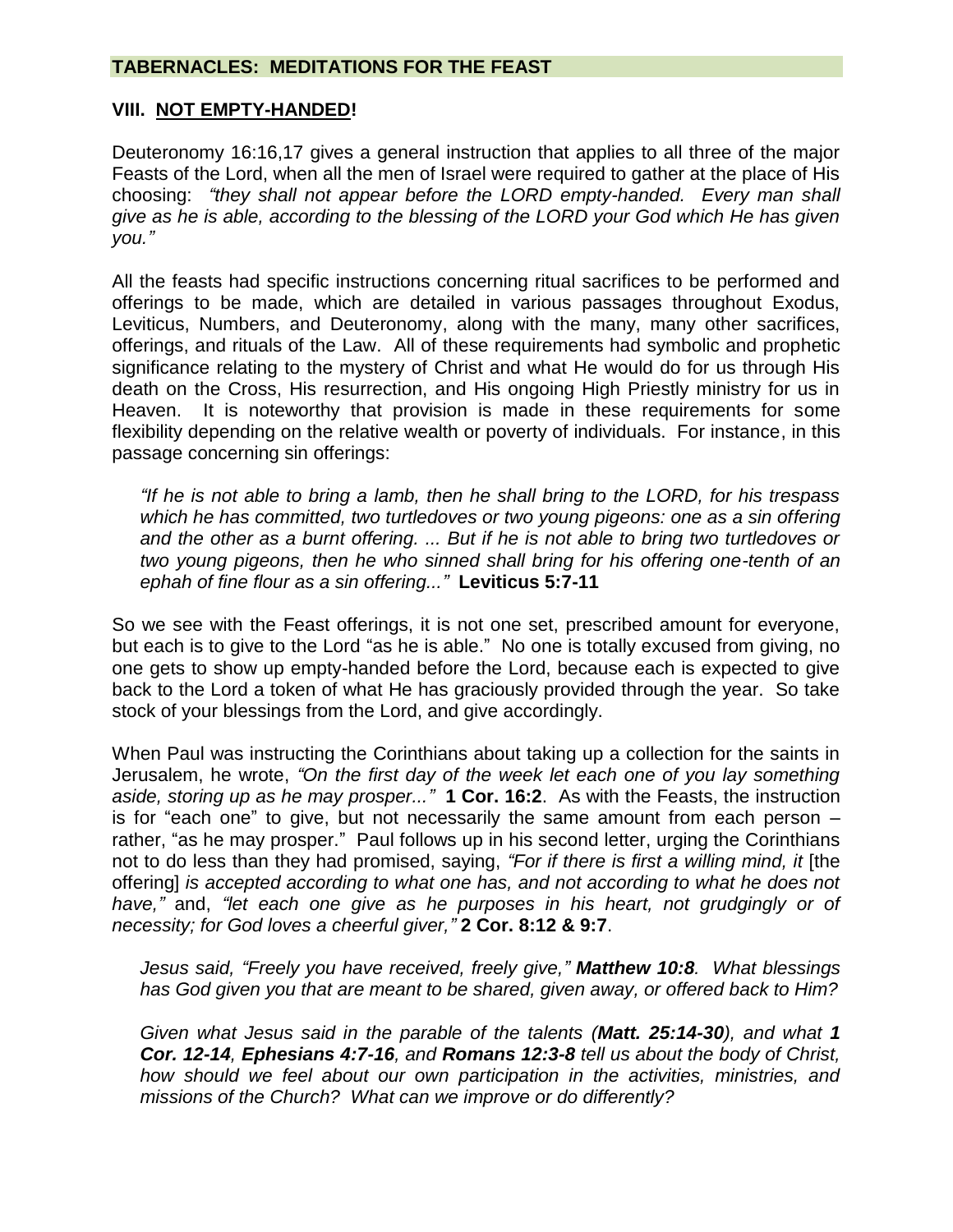**TABERNACLES: MEDITATIONS FOR THE FEAST**

## VIII. NOT EMPTY-HANDED!

Deuteronomy 16:16,17 gives a general instruction that applies to all three of the major Feasts of the Lord, when all the men of Israel were required to gather at the place of His choosing: *"they shall not appear before the LORD empty-handed. Every man shall give as he is able, according to the blessing of the LORD your God which He has given you."*

All the feasts had specific instructions concerning ritual sacrifices to be performed and offerings to be made, which are detailed in various passages throughout Exodus, Leviticus, Numbers, and Deuteronomy, along with the many, many other sacrifices, offerings, and rituals of the Law. All of these requirements had symbolic and prophetic significance relating to the mystery of Christ and what He would do for us through His death on the Cross, His resurrection, and His ongoing High Priestly ministry for us in Heaven. It is noteworthy that provision is made in these requirements for some flexibility depending on the relative wealth or poverty of individuals. For instance, in this passage concerning sin offerings:

> *"If he is not able to bring a lamb, then he shall bring to the LORD, for his trespass which he has committed, two turtledoves or two young pigeons: one as a sin offering and the other as a burnt offering. ... But if he is not able to bring two turtledoves or two young pigeons, then he who sinned shall bring for his offering one-tenth of an ephah of fine flour as a sin offering..."* **Leviticus 5:7-11**

So we see with the Feast offerings, it is not one set, prescribed amount for everyone, but each is to give to the Lord "as he is able." No one is totally excused from giving, no one gets to show up empty-handed before the Lord, because each is expected to give back to the Lord a token of what He has graciously provided through the year. So take stock of your blessings from the Lord, and give accordingly.

When Paul was instructing the Corinthians about taking up a collection for the saints in Jerusalem, he wrote, *"On the first day of the week let each one of you lay something aside, storing up as he may prosper..."* **1 Cor. 16:2**. As with the Feasts, the instruction is for "each one" to give, but not necessarily the same amount from each person – rather, "as he may prosper." Paul follows up in his second letter, urging the Corinthians not to do less than they had promised, saying, *"For if there is first a willing mind, it* [the offering] *is accepted according to what one has, and not according to what he does not have,"* and, *"let each one give as he purposes in his heart, not grudgingly or of necessity; for God loves a cheerful giver,"* **2 Cor. 8:12 & 9:7**.

> *Jesus said, "Freely you have received, freely give,"* ***Matthew 10:8****. What blessings has God given you that are meant to be shared, given away, or offered back to Him?*
>
> *Given what Jesus said in the parable of the talents (****Matt. 25:14-30****), and what* ***1 Cor. 12-14****,* ***Ephesians 4:7-16****, and* ***Romans 12:3-8*** *tell us about the body of Christ, how should we feel about our own participation in the activities, ministries, and missions of the Church? What can we improve or do differently?*